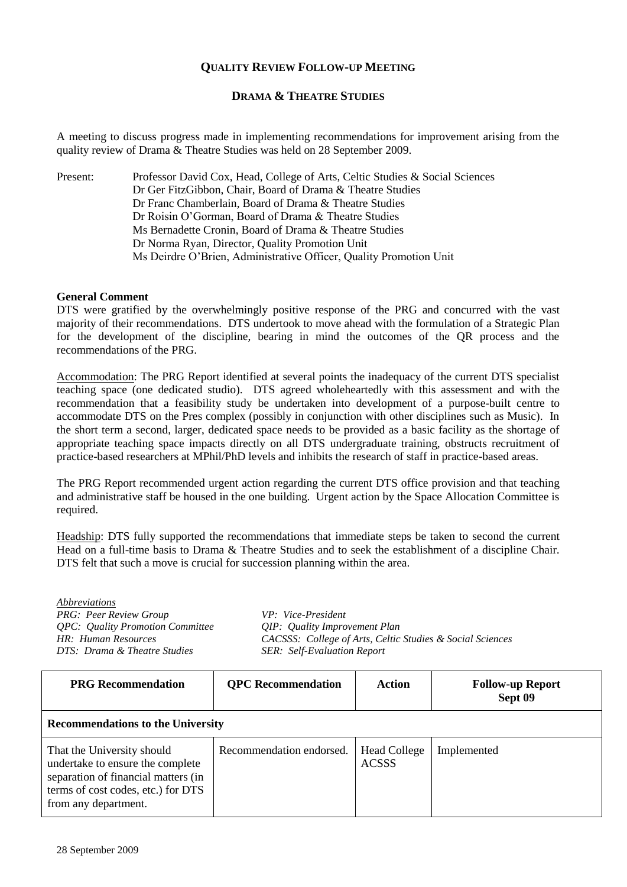## QUALITY REVIEW FOLLOW-UP MEETING

### DRAMA & THEATRE STUDIES

A meeting to discuss progress made in implementing recommendations for improvement arising from the quality review of Drama & Theatre Studies was held on 28 September 2009.

Present:
- Professor David Cox, Head, College of Arts, Celtic Studies & Social Sciences
- Dr Ger FitzGibbon, Chair, Board of Drama & Theatre Studies
- Dr Franc Chamberlain, Board of Drama & Theatre Studies
- Dr Roisin O'Gorman, Board of Drama & Theatre Studies
- Ms Bernadette Cronin, Board of Drama & Theatre Studies
- Dr Norma Ryan, Director, Quality Promotion Unit
- Ms Deirdre O'Brien, Administrative Officer, Quality Promotion Unit

**General Comment**

DTS were gratified by the overwhelmingly positive response of the PRG and concurred with the vast majority of their recommendations. DTS undertook to move ahead with the formulation of a Strategic Plan for the development of the discipline, bearing in mind the outcomes of the QR process and the recommendations of the PRG.

Accommodation: The PRG Report identified at several points the inadequacy of the current DTS specialist teaching space (one dedicated studio). DTS agreed wholeheartedly with this assessment and with the recommendation that a feasibility study be undertaken into development of a purpose-built centre to accommodate DTS on the Pres complex (possibly in conjunction with other disciplines such as Music). In the short term a second, larger, dedicated space needs to be provided as a basic facility as the shortage of appropriate teaching space impacts directly on all DTS undergraduate training, obstructs recruitment of practice-based researchers at MPhil/PhD levels and inhibits the research of staff in practice-based areas.

The PRG Report recommended urgent action regarding the current DTS office provision and that teaching and administrative staff be housed in the one building. Urgent action by the Space Allocation Committee is required.

Headship: DTS fully supported the recommendations that immediate steps be taken to second the current Head on a full-time basis to Drama & Theatre Studies and to seek the establishment of a discipline Chair. DTS felt that such a move is crucial for succession planning within the area.

*Abbreviations*

*PRG: Peer Review Group*
*QPC: Quality Promotion Committee*
*HR: Human Resources*
*DTS: Drama & Theatre Studies*
*VP: Vice-President*
*QIP: Quality Improvement Plan*
*CACSSS: College of Arts, Celtic Studies & Social Sciences*
*SER: Self-Evaluation Report*

| PRG Recommendation | QPC Recommendation | Action | Follow-up Report Sept 09 |
|---|---|---|---|
| **Recommendations to the University** | | | |
| That the University should undertake to ensure the complete separation of financial matters (in terms of cost codes, etc.) for DTS from any department. | Recommendation endorsed. | Head College ACSSS | Implemented |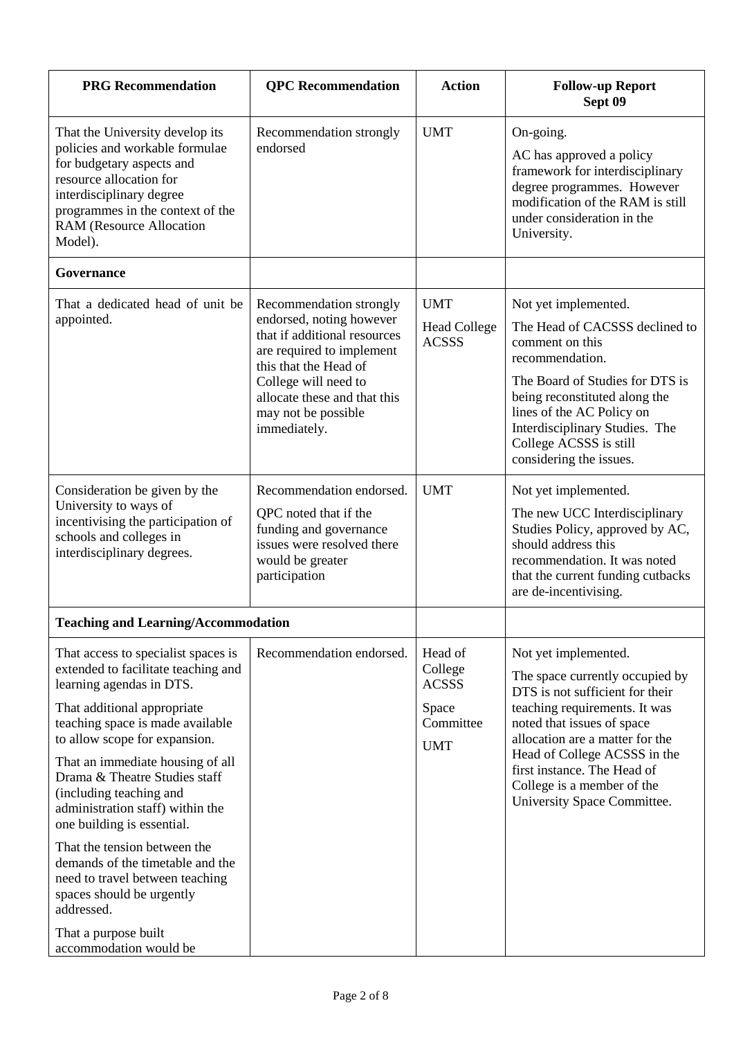| PRG Recommendation | QPC Recommendation | Action | Follow-up Report Sept 09 |
|---|---|---|---|
| That the University develop its policies and workable formulae for budgetary aspects and resource allocation for interdisciplinary degree programmes in the context of the RAM (Resource Allocation Model). | Recommendation strongly endorsed | UMT | On-going.<br>AC has approved a policy framework for interdisciplinary degree programmes. However modification of the RAM is still under consideration in the University. |
| **Governance** | | | |
| That a dedicated head of unit be appointed. | Recommendation strongly endorsed, noting however that if additional resources are required to implement this that the Head of College will need to allocate these and that this may not be possible immediately. | UMT<br>Head College ACSSS | Not yet implemented.<br>The Head of CACSSS declined to comment on this recommendation.<br>The Board of Studies for DTS is being reconstituted along the lines of the AC Policy on Interdisciplinary Studies. The College ACSSS is still considering the issues. |
| Consideration be given by the University to ways of incentivising the participation of schools and colleges in interdisciplinary degrees. | Recommendation endorsed.<br>QPC noted that if the funding and governance issues were resolved there would be greater participation | UMT | Not yet implemented.<br>The new UCC Interdisciplinary Studies Policy, approved by AC, should address this recommendation. It was noted that the current funding cutbacks are de-incentivising. |
| **Teaching and Learning/Accommodation** | | | |
| That access to specialist spaces is extended to facilitate teaching and learning agendas in DTS.<br>That additional appropriate teaching space is made available to allow scope for expansion.<br>That an immediate housing of all Drama & Theatre Studies staff (including teaching and administration staff) within the one building is essential.<br>That the tension between the demands of the timetable and the need to travel between teaching spaces should be urgently addressed.<br>That a purpose built accommodation would be | Recommendation endorsed. | Head of College ACSSS<br>Space Committee<br>UMT | Not yet implemented.<br>The space currently occupied by DTS is not sufficient for their teaching requirements. It was noted that issues of space allocation are a matter for the Head of College ACSSS in the first instance. The Head of College is a member of the University Space Committee. |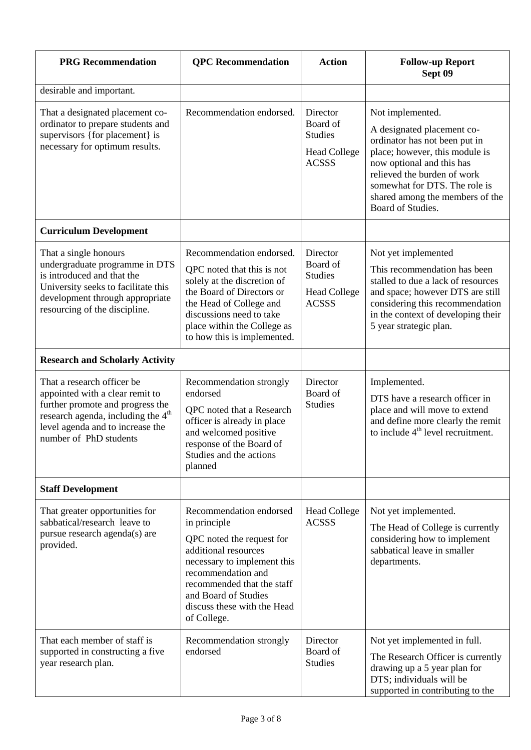| PRG Recommendation | QPC Recommendation | Action | Follow-up Report Sept 09 |
|---|---|---|---|
| desirable and important. | | | |
| That a designated placement co-ordinator to prepare students and supervisors {for placement} is necessary for optimum results. | Recommendation endorsed. | Director Board of Studies<br><br>Head College ACSSS | Not implemented.<br><br>A designated placement co-ordinator has not been put in place; however, this module is now optional and this has relieved the burden of work somewhat for DTS. The role is shared among the members of the Board of Studies. |
| **Curriculum Development** | | | |
| That a single honours undergraduate programme in DTS is introduced and that the University seeks to facilitate this development through appropriate resourcing of the discipline. | Recommendation endorsed.<br><br>QPC noted that this is not solely at the discretion of the Board of Directors or the Head of College and discussions need to take place within the College as to how this is implemented. | Director Board of Studies<br><br>Head College ACSSS | Not yet implemented<br><br>This recommendation has been stalled to due a lack of resources and space; however DTS are still considering this recommendation in the context of developing their 5 year strategic plan. |
| **Research and Scholarly Activity** | | | |
| That a research officer be appointed with a clear remit to further promote and progress the research agenda, including the 4th level agenda and to increase the number of PhD students | Recommendation strongly endorsed<br><br>QPC noted that a Research officer is already in place and welcomed positive response of the Board of Studies and the actions planned | Director Board of Studies | Implemented.<br><br>DTS have a research officer in place and will move to extend and define more clearly the remit to include 4th level recruitment. |
| **Staff Development** | | | |
| That greater opportunities for sabbatical/research leave to pursue research agenda(s) are provided. | Recommendation endorsed in principle<br><br>QPC noted the request for additional resources necessary to implement this recommendation and recommended that the staff and Board of Studies discuss these with the Head of College. | Head College ACSSS | Not yet implemented.<br><br>The Head of College is currently considering how to implement sabbatical leave in smaller departments. |
| That each member of staff is supported in constructing a five year research plan. | Recommendation strongly endorsed | Director Board of Studies | Not yet implemented in full.<br><br>The Research Officer is currently drawing up a 5 year plan for DTS; individuals will be supported in contributing to the |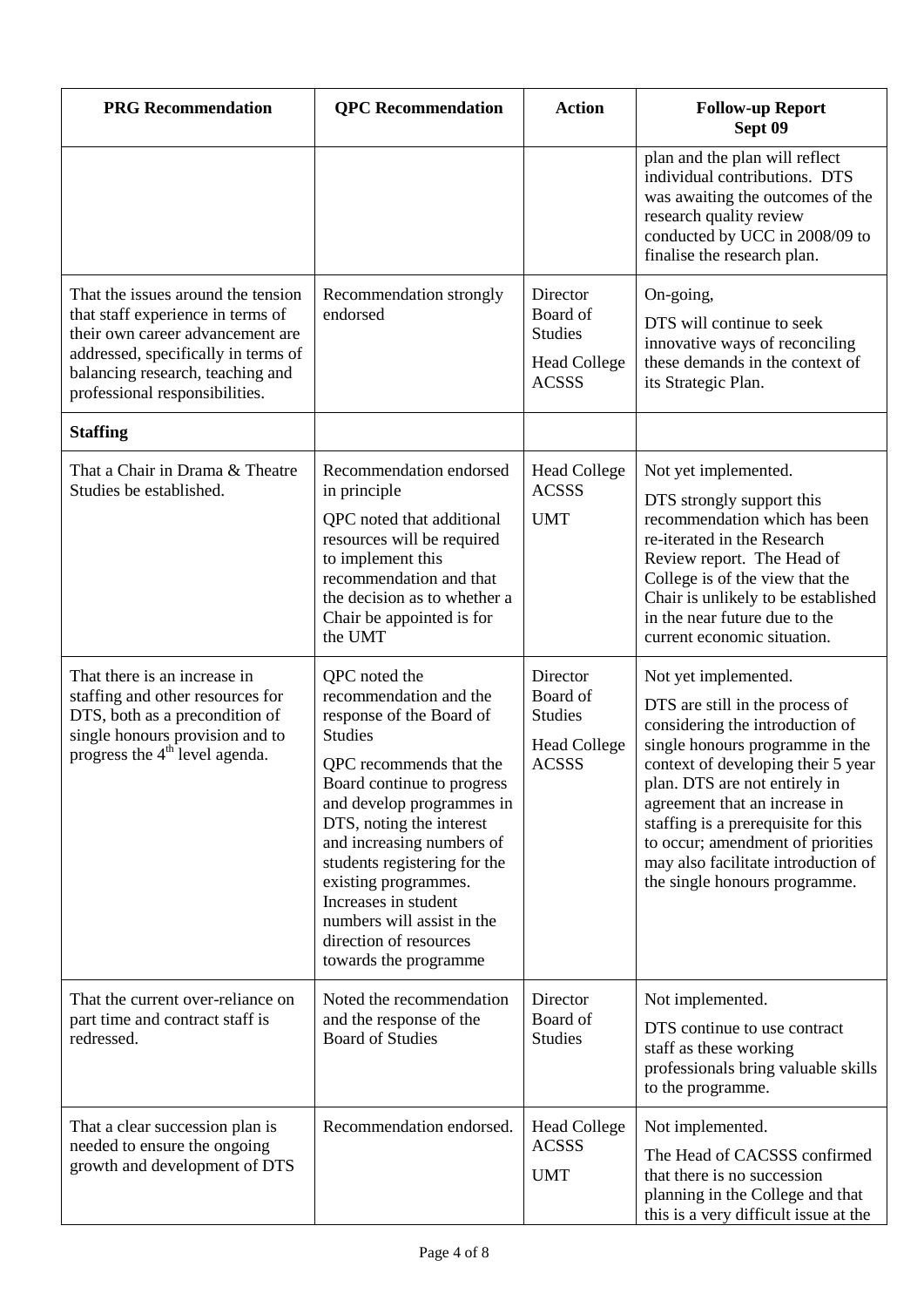| PRG Recommendation | QPC Recommendation | Action | Follow-up Report Sept 09 |
|---|---|---|---|
| | | | plan and the plan will reflect individual contributions. DTS was awaiting the outcomes of the research quality review conducted by UCC in 2008/09 to finalise the research plan. |
| That the issues around the tension that staff experience in terms of their own career advancement are addressed, specifically in terms of balancing research, teaching and professional responsibilities. | Recommendation strongly endorsed | Director Board of Studies<br>Head College ACSSS | On-going,<br>DTS will continue to seek innovative ways of reconciling these demands in the context of its Strategic Plan. |
| **Staffing** | | | |
| That a Chair in Drama & Theatre Studies be established. | Recommendation endorsed in principle<br>QPC noted that additional resources will be required to implement this recommendation and that the decision as to whether a Chair be appointed is for the UMT | Head College ACSSS<br>UMT | Not yet implemented.<br>DTS strongly support this recommendation which has been re-iterated in the Research Review report. The Head of College is of the view that the Chair is unlikely to be established in the near future due to the current economic situation. |
| That there is an increase in staffing and other resources for DTS, both as a precondition of single honours provision and to progress the 4th level agenda. | QPC noted the recommendation and the response of the Board of Studies<br>QPC recommends that the Board continue to progress and develop programmes in DTS, noting the interest and increasing numbers of students registering for the existing programmes. Increases in student numbers will assist in the direction of resources towards the programme | Director Board of Studies<br>Head College ACSSS | Not yet implemented.<br>DTS are still in the process of considering the introduction of single honours programme in the context of developing their 5 year plan. DTS are not entirely in agreement that an increase in staffing is a prerequisite for this to occur; amendment of priorities may also facilitate introduction of the single honours programme. |
| That the current over-reliance on part time and contract staff is redressed. | Noted the recommendation and the response of the Board of Studies | Director Board of Studies | Not implemented.<br>DTS continue to use contract staff as these working professionals bring valuable skills to the programme. |
| That a clear succession plan is needed to ensure the ongoing growth and development of DTS | Recommendation endorsed. | Head College ACSSS<br>UMT | Not implemented.<br>The Head of CACSSS confirmed that there is no succession planning in the College and that this is a very difficult issue at the |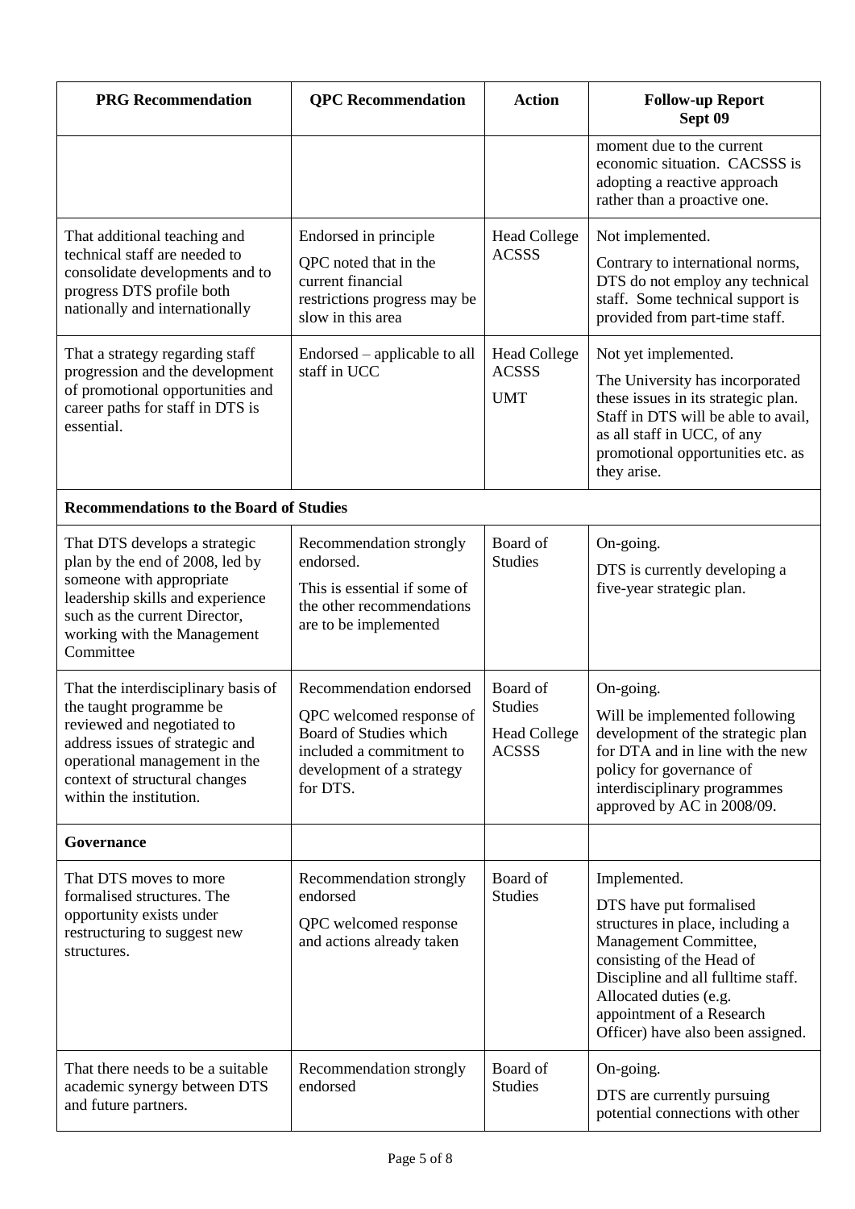| PRG Recommendation | QPC Recommendation | Action | Follow-up Report Sept 09 |
|---|---|---|---|
| | | | moment due to the current economic situation. CACSSS is adopting a reactive approach rather than a proactive one. |
| That additional teaching and technical staff are needed to consolidate developments and to progress DTS profile both nationally and internationally | Endorsed in principle<br>QPC noted that in the current financial restrictions progress may be slow in this area | Head College ACSSS | Not implemented.<br>Contrary to international norms, DTS do not employ any technical staff. Some technical support is provided from part-time staff. |
| That a strategy regarding staff progression and the development of promotional opportunities and career paths for staff in DTS is essential. | Endorsed – applicable to all staff in UCC | Head College ACSSS<br>UMT | Not yet implemented.<br>The University has incorporated these issues in its strategic plan. Staff in DTS will be able to avail, as all staff in UCC, of any promotional opportunities etc. as they arise. |
| **Recommendations to the Board of Studies** | | | |
| That DTS develops a strategic plan by the end of 2008, led by someone with appropriate leadership skills and experience such as the current Director, working with the Management Committee | Recommendation strongly endorsed.<br>This is essential if some of the other recommendations are to be implemented | Board of Studies | On-going.<br>DTS is currently developing a five-year strategic plan. |
| That the interdisciplinary basis of the taught programme be reviewed and negotiated to address issues of strategic and operational management in the context of structural changes within the institution. | Recommendation endorsed<br>QPC welcomed response of Board of Studies which included a commitment to development of a strategy for DTS. | Board of Studies<br>Head College ACSSS | On-going.<br>Will be implemented following development of the strategic plan for DTA and in line with the new policy for governance of interdisciplinary programmes approved by AC in 2008/09. |
| **Governance** | | | |
| That DTS moves to more formalised structures. The opportunity exists under restructuring to suggest new structures. | Recommendation strongly endorsed<br>QPC welcomed response and actions already taken | Board of Studies | Implemented.<br>DTS have put formalised structures in place, including a Management Committee, consisting of the Head of Discipline and all fulltime staff. Allocated duties (e.g. appointment of a Research Officer) have also been assigned. |
| That there needs to be a suitable academic synergy between DTS and future partners. | Recommendation strongly endorsed | Board of Studies | On-going.<br>DTS are currently pursuing potential connections with other |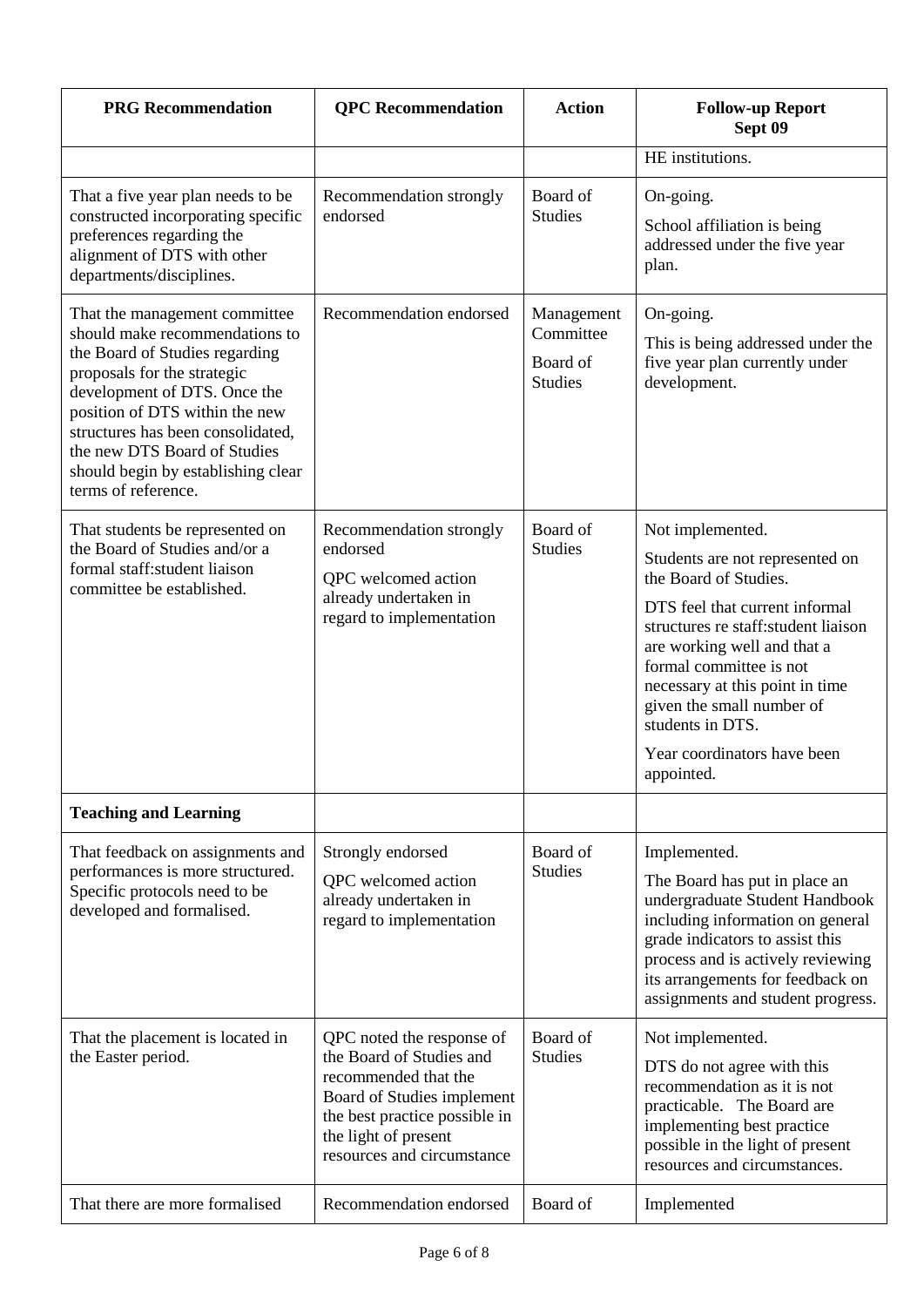| PRG Recommendation | QPC Recommendation | Action | Follow-up Report Sept 09 |
|---|---|---|---|
| | | | HE institutions. |
| That a five year plan needs to be constructed incorporating specific preferences regarding the alignment of DTS with other departments/disciplines. | Recommendation strongly endorsed | Board of Studies | On-going.<br><br>School affiliation is being addressed under the five year plan. |
| That the management committee should make recommendations to the Board of Studies regarding proposals for the strategic development of DTS. Once the position of DTS within the new structures has been consolidated, the new DTS Board of Studies should begin by establishing clear terms of reference. | Recommendation endorsed | Management Committee<br><br>Board of Studies | On-going.<br><br>This is being addressed under the five year plan currently under development. |
| That students be represented on the Board of Studies and/or a formal staff:student liaison committee be established. | Recommendation strongly endorsed<br><br>QPC welcomed action already undertaken in regard to implementation | Board of Studies | Not implemented.<br><br>Students are not represented on the Board of Studies.<br><br>DTS feel that current informal structures re staff:student liaison are working well and that a formal committee is not necessary at this point in time given the small number of students in DTS.<br><br>Year coordinators have been appointed. |
| **Teaching and Learning** | | | |
| That feedback on assignments and performances is more structured. Specific protocols need to be developed and formalised. | Strongly endorsed<br><br>QPC welcomed action already undertaken in regard to implementation | Board of Studies | Implemented.<br><br>The Board has put in place an undergraduate Student Handbook including information on general grade indicators to assist this process and is actively reviewing its arrangements for feedback on assignments and student progress. |
| That the placement is located in the Easter period. | QPC noted the response of the Board of Studies and recommended that the Board of Studies implement the best practice possible in the light of present resources and circumstance | Board of Studies | Not implemented.<br><br>DTS do not agree with this recommendation as it is not practicable. The Board are implementing best practice possible in the light of present resources and circumstances. |
| That there are more formalised | Recommendation endorsed | Board of | Implemented |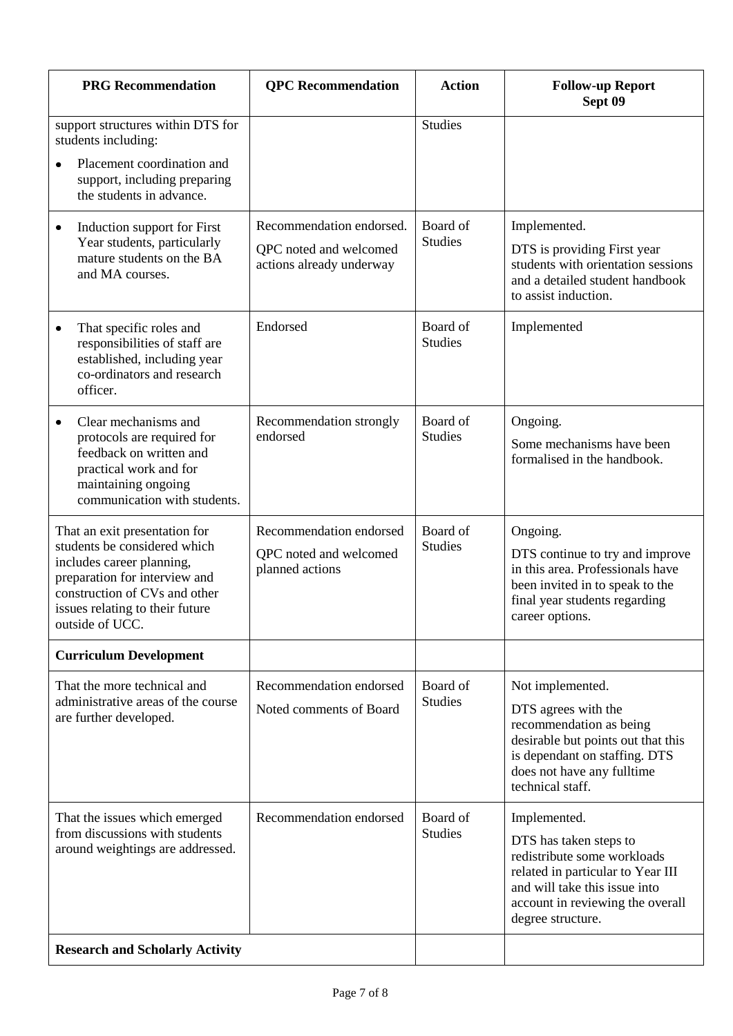| PRG Recommendation | QPC Recommendation | Action | Follow-up Report Sept 09 |
|---|---|---|---|
| support structures within DTS for students including:<br>• Placement coordination and support, including preparing the students in advance. | | Studies | |
| • Induction support for First Year students, particularly mature students on the BA and MA courses. | Recommendation endorsed.<br>QPC noted and welcomed actions already underway | Board of Studies | Implemented.<br>DTS is providing First year students with orientation sessions and a detailed student handbook to assist induction. |
| • That specific roles and responsibilities of staff are established, including year co-ordinators and research officer. | Endorsed | Board of Studies | Implemented |
| • Clear mechanisms and protocols are required for feedback on written and practical work and for maintaining ongoing communication with students. | Recommendation strongly endorsed | Board of Studies | Ongoing.<br>Some mechanisms have been formalised in the handbook. |
| That an exit presentation for students be considered which includes career planning, preparation for interview and construction of CVs and other issues relating to their future outside of UCC. | Recommendation endorsed<br>QPC noted and welcomed planned actions | Board of Studies | Ongoing.<br>DTS continue to try and improve in this area. Professionals have been invited in to speak to the final year students regarding career options. |
| **Curriculum Development** | | | |
| That the more technical and administrative areas of the course are further developed. | Recommendation endorsed<br>Noted comments of Board | Board of Studies | Not implemented.<br>DTS agrees with the recommendation as being desirable but points out that this is dependant on staffing. DTS does not have any fulltime technical staff. |
| That the issues which emerged from discussions with students around weightings are addressed. | Recommendation endorsed | Board of Studies | Implemented.<br>DTS has taken steps to redistribute some workloads related in particular to Year III and will take this issue into account in reviewing the overall degree structure. |
| **Research and Scholarly Activity** | | | |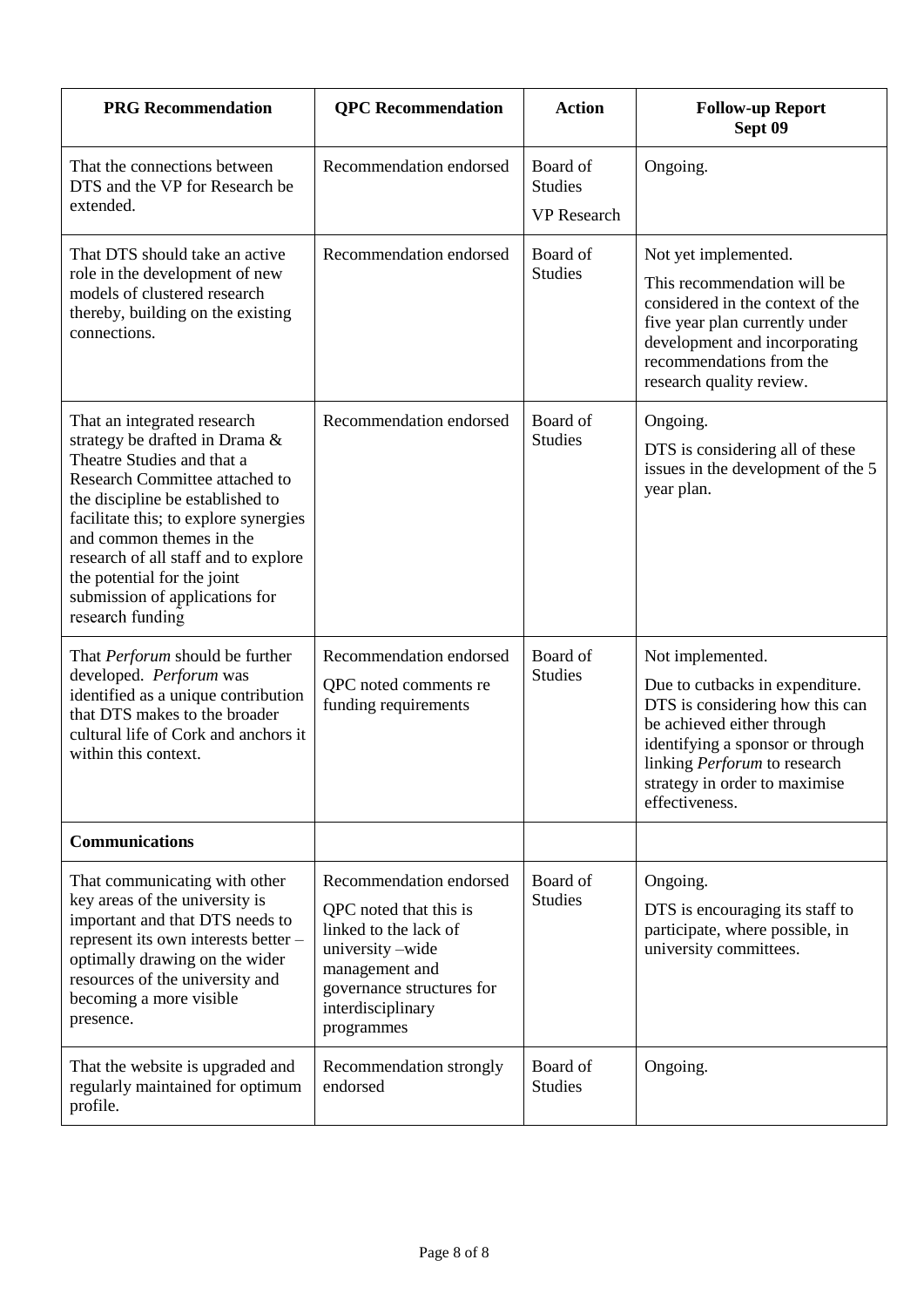| PRG Recommendation | QPC Recommendation | Action | Follow-up Report Sept 09 |
|---|---|---|---|
| That the connections between DTS and the VP for Research be extended. | Recommendation endorsed | Board of Studies<br>VP Research | Ongoing. |
| That DTS should take an active role in the development of new models of clustered research thereby, building on the existing connections. | Recommendation endorsed | Board of Studies | Not yet implemented.<br>This recommendation will be considered in the context of the five year plan currently under development and incorporating recommendations from the research quality review. |
| That an integrated research strategy be drafted in Drama & Theatre Studies and that a Research Committee attached to the discipline be established to facilitate this; to explore synergies and common themes in the research of all staff and to explore the potential for the joint submission of applications for research funding | Recommendation endorsed | Board of Studies | Ongoing.<br>DTS is considering all of these issues in the development of the 5 year plan. |
| That *Perforum* should be further developed. *Perforum* was identified as a unique contribution that DTS makes to the broader cultural life of Cork and anchors it within this context. | Recommendation endorsed<br>QPC noted comments re funding requirements | Board of Studies | Not implemented.<br>Due to cutbacks in expenditure. DTS is considering how this can be achieved either through identifying a sponsor or through linking *Perforum* to research strategy in order to maximise effectiveness. |
| **Communications** | | | |
| That communicating with other key areas of the university is important and that DTS needs to represent its own interests better – optimally drawing on the wider resources of the university and becoming a more visible presence. | Recommendation endorsed<br>QPC noted that this is linked to the lack of university –wide management and governance structures for interdisciplinary programmes | Board of Studies | Ongoing.<br>DTS is encouraging its staff to participate, where possible, in university committees. |
| That the website is upgraded and regularly maintained for optimum profile. | Recommendation strongly endorsed | Board of Studies | Ongoing. |